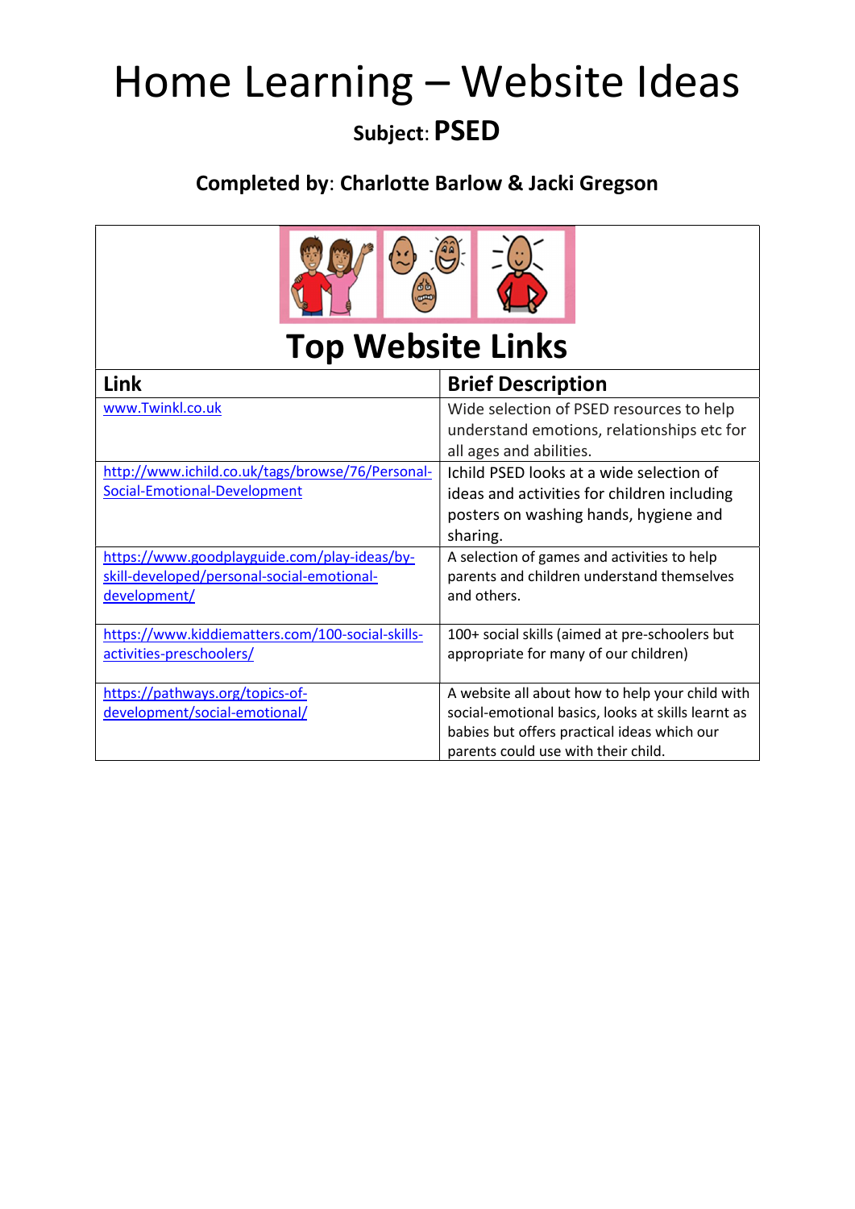# Home Learning – Website Ideas

**Subject**: **PSED**

**Completed by**: **Charlotte Barlow & Jacki Gregson**

## Top Website Links

| Link | Brief Description |
|---|---|
| www.Twinkl.co.uk | Wide selection of PSED resources to help understand emotions, relationships etc for all ages and abilities. |
| http://www.ichild.co.uk/tags/browse/76/Personal-Social-Emotional-Development | Ichild PSED looks at a wide selection of ideas and activities for children including posters on washing hands, hygiene and sharing. |
| https://www.goodplayguide.com/play-ideas/by-skill-developed/personal-social-emotional-development/ | A selection of games and activities to help parents and children understand themselves and others. |
| https://www.kiddiematters.com/100-social-skills-activities-preschoolers/ | 100+ social skills (aimed at pre-schoolers but appropriate for many of our children) |
| https://pathways.org/topics-of-development/social-emotional/ | A website all about how to help your child with social-emotional basics, looks at skills learnt as babies but offers practical ideas which our parents could use with their child. |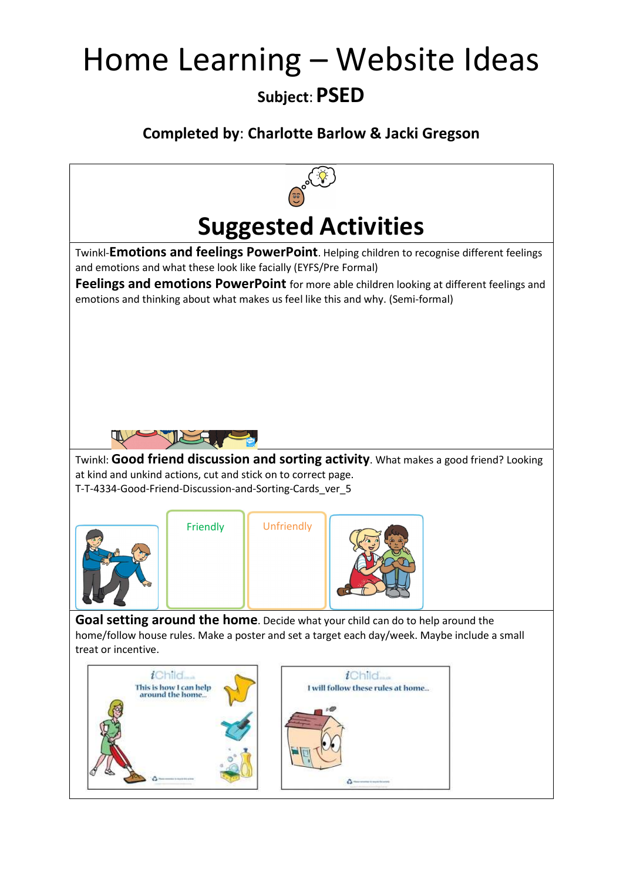# Home Learning – Website Ideas

**Subject**: **PSED**

**Completed by**: **Charlotte Barlow & Jacki Gregson**

## Suggested Activities

Twinkl-**Emotions and feelings PowerPoint**. Helping children to recognise different feelings and emotions and what these look like facially (EYFS/Pre Formal)

**Feelings and emotions PowerPoint** for more able children looking at different feelings and emotions and thinking about what makes us feel like this and why. (Semi-formal)

Twinkl: **Good friend discussion and sorting activity**. What makes a good friend? Looking at kind and unkind actions, cut and stick on to correct page.
T-T-4334-Good-Friend-Discussion-and-Sorting-Cards_ver_5

Friendly

Unfriendly

**Goal setting around the home**. Decide what your child can do to help around the home/follow house rules. Make a poster and set a target each day/week. Maybe include a small treat or incentive.

This is how I can help around the home...

I will follow these rules at home...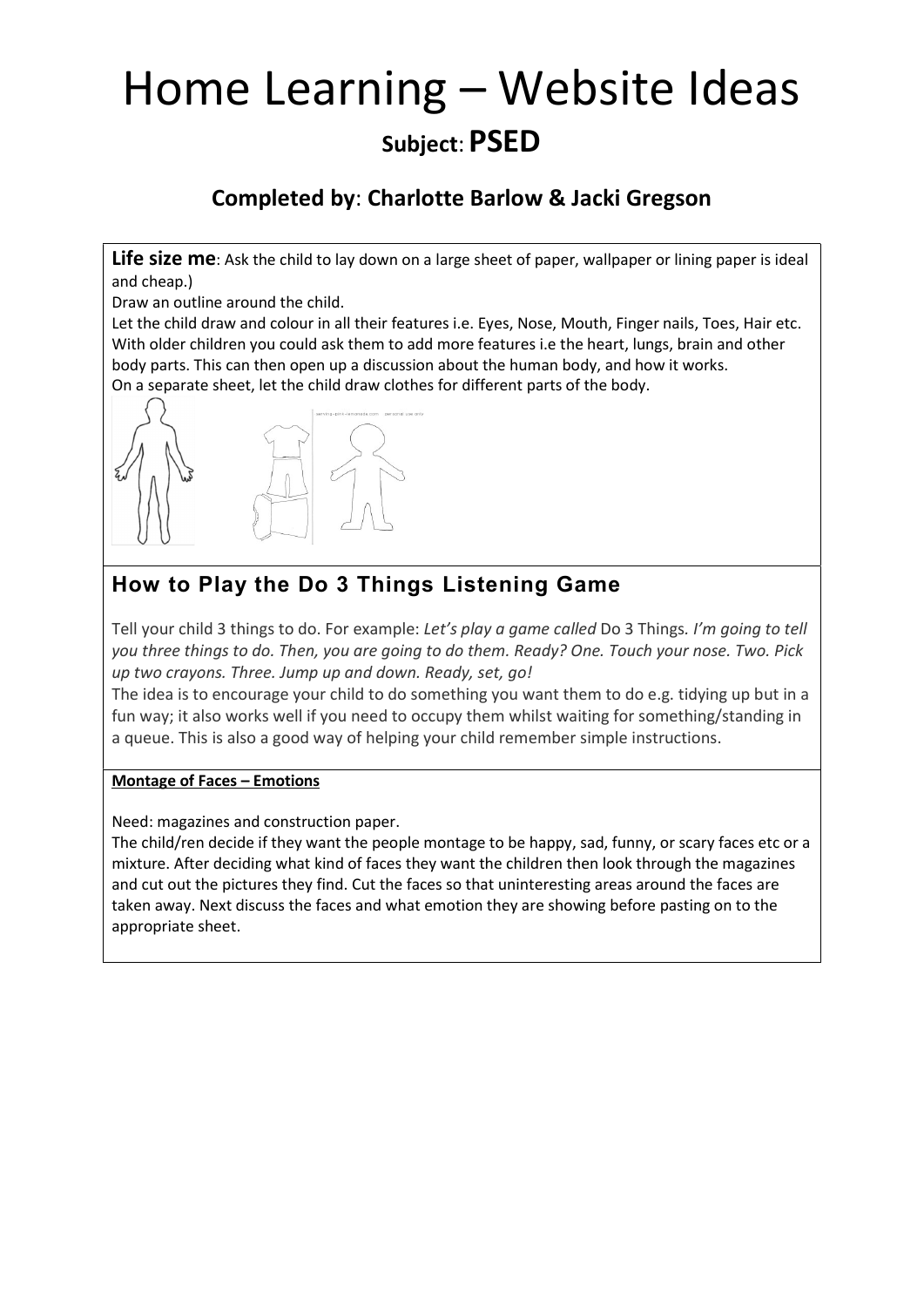# Home Learning – Website Ideas

## Subject: PSED

### Completed by: Charlotte Barlow & Jacki Gregson

**Life size me**: Ask the child to lay down on a large sheet of paper, wallpaper or lining paper is ideal and cheap.)

Draw an outline around the child.

Let the child draw and colour in all their features i.e. Eyes, Nose, Mouth, Finger nails, Toes, Hair etc. With older children you could ask them to add more features i.e the heart, lungs, brain and other body parts. This can then open up a discussion about the human body, and how it works.

On a separate sheet, let the child draw clothes for different parts of the body.

## How to Play the Do 3 Things Listening Game

Tell your child 3 things to do. For example: *Let's play a game called* Do 3 Things. *I'm going to tell you three things to do. Then, you are going to do them. Ready? One. Touch your nose. Two. Pick up two crayons. Three. Jump up and down. Ready, set, go!*

The idea is to encourage your child to do something you want them to do e.g. tidying up but in a fun way; it also works well if you need to occupy them whilst waiting for something/standing in a queue. This is also a good way of helping your child remember simple instructions.

**Montage of Faces – Emotions**

Need: magazines and construction paper.

The child/ren decide if they want the people montage to be happy, sad, funny, or scary faces etc or a mixture. After deciding what kind of faces they want the children then look through the magazines and cut out the pictures they find. Cut the faces so that uninteresting areas around the faces are taken away. Next discuss the faces and what emotion they are showing before pasting on to the appropriate sheet.